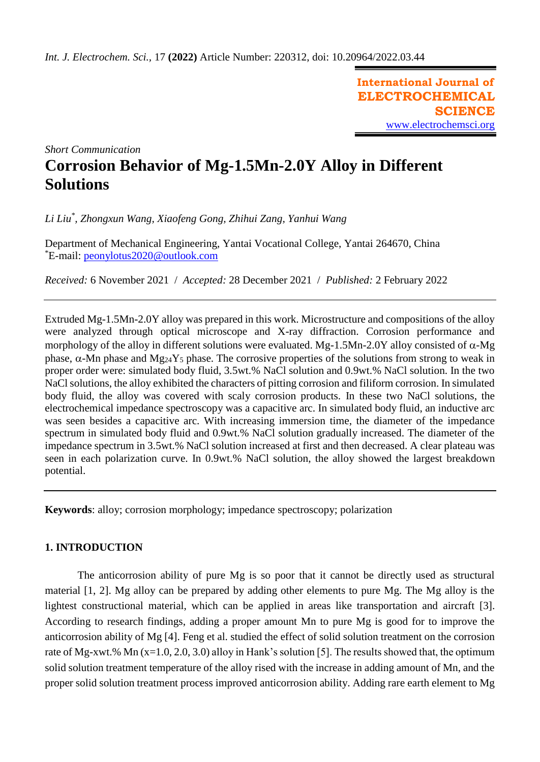*Short Communication*

# Corrosion Behavior of Mg-1.5Mn-2.0Y Alloy in Different Solutions

*Li Liu[*], Zhongxun Wang, Xiaofeng Gong, Zhihui Zang, Yanhui Wang*

Department of Mechanical Engineering, Yantai Vocational College, Yantai 264670, China
[*]E-mail: peonylotus2020@outlook.com

*Received:* 6 November 2021 / *Accepted:* 28 December 2021 / *Published:* 2 February 2022

---

Extruded Mg-1.5Mn-2.0Y alloy was prepared in this work. Microstructure and compositions of the alloy were analyzed through optical microscope and X-ray diffraction. Corrosion performance and morphology of the alloy in different solutions were evaluated. Mg-1.5Mn-2.0Y alloy consisted of α-Mg phase, α-Mn phase and $Mg_{24}Y_5$ phase. The corrosive properties of the solutions from strong to weak in proper order were: simulated body fluid, 3.5wt.% NaCl solution and 0.9wt.% NaCl solution. In the two NaCl solutions, the alloy exhibited the characters of pitting corrosion and filiform corrosion. In simulated body fluid, the alloy was covered with scaly corrosion products. In these two NaCl solutions, the electrochemical impedance spectroscopy was a capacitive arc. In simulated body fluid, an inductive arc was seen besides a capacitive arc. With increasing immersion time, the diameter of the impedance spectrum in simulated body fluid and 0.9wt.% NaCl solution gradually increased. The diameter of the impedance spectrum in 3.5wt.% NaCl solution increased at first and then decreased. A clear plateau was seen in each polarization curve. In 0.9wt.% NaCl solution, the alloy showed the largest breakdown potential.

---

**Keywords**: alloy; corrosion morphology; impedance spectroscopy; polarization

## 1. INTRODUCTION

The anticorrosion ability of pure Mg is so poor that it cannot be directly used as structural material [1, 2]. Mg alloy can be prepared by adding other elements to pure Mg. The Mg alloy is the lightest constructional material, which can be applied in areas like transportation and aircraft [3]. According to research findings, adding a proper amount Mn to pure Mg is good for to improve the anticorrosion ability of Mg [4]. Feng et al. studied the effect of solid solution treatment on the corrosion rate of Mg-xwt.% Mn (x=1.0, 2.0, 3.0) alloy in Hank's solution [5]. The results showed that, the optimum solid solution treatment temperature of the alloy rised with the increase in adding amount of Mn, and the proper solid solution treatment process improved anticorrosion ability. Adding rare earth element to Mg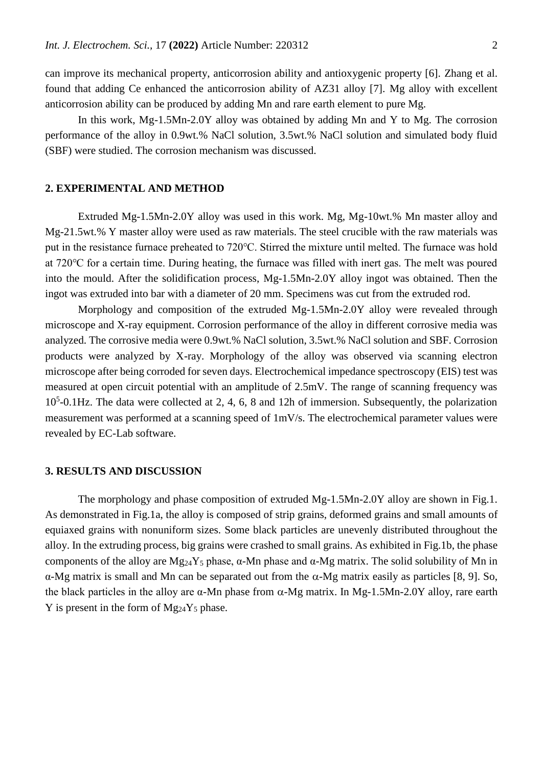can improve its mechanical property, anticorrosion ability and antioxygenic property [6]. Zhang et al. found that adding Ce enhanced the anticorrosion ability of AZ31 alloy [7]. Mg alloy with excellent anticorrosion ability can be produced by adding Mn and rare earth element to pure Mg.

In this work, Mg-1.5Mn-2.0Y alloy was obtained by adding Mn and Y to Mg. The corrosion performance of the alloy in 0.9wt.% NaCl solution, 3.5wt.% NaCl solution and simulated body fluid (SBF) were studied. The corrosion mechanism was discussed.

## 2. EXPERIMENTAL AND METHOD

Extruded Mg-1.5Mn-2.0Y alloy was used in this work. Mg, Mg-10wt.% Mn master alloy and Mg-21.5wt.% Y master alloy were used as raw materials. The steel crucible with the raw materials was put in the resistance furnace preheated to 720°C. Stirred the mixture until melted. The furnace was hold at 720°C for a certain time. During heating, the furnace was filled with inert gas. The melt was poured into the mould. After the solidification process, Mg-1.5Mn-2.0Y alloy ingot was obtained. Then the ingot was extruded into bar with a diameter of 20 mm. Specimens was cut from the extruded rod.

Morphology and composition of the extruded Mg-1.5Mn-2.0Y alloy were revealed through microscope and X-ray equipment. Corrosion performance of the alloy in different corrosive media was analyzed. The corrosive media were 0.9wt.% NaCl solution, 3.5wt.% NaCl solution and SBF. Corrosion products were analyzed by X-ray. Morphology of the alloy was observed via scanning electron microscope after being corroded for seven days. Electrochemical impedance spectroscopy (EIS) test was measured at open circuit potential with an amplitude of 2.5mV. The range of scanning frequency was $10^5$-0.1Hz. The data were collected at 2, 4, 6, 8 and 12h of immersion. Subsequently, the polarization measurement was performed at a scanning speed of 1mV/s. The electrochemical parameter values were revealed by EC-Lab software.

## 3. RESULTS AND DISCUSSION

The morphology and phase composition of extruded Mg-1.5Mn-2.0Y alloy are shown in Fig.1. As demonstrated in Fig.1a, the alloy is composed of strip grains, deformed grains and small amounts of equiaxed grains with nonuniform sizes. Some black particles are unevenly distributed throughout the alloy. In the extruding process, big grains were crashed to small grains. As exhibited in Fig.1b, the phase components of the alloy are $Mg_{24}Y_5$ phase, α-Mn phase and α-Mg matrix. The solid solubility of Mn in α-Mg matrix is small and Mn can be separated out from the α-Mg matrix easily as particles [8, 9]. So, the black particles in the alloy are α-Mn phase from α-Mg matrix. In Mg-1.5Mn-2.0Y alloy, rare earth Y is present in the form of $Mg_{24}Y_5$ phase.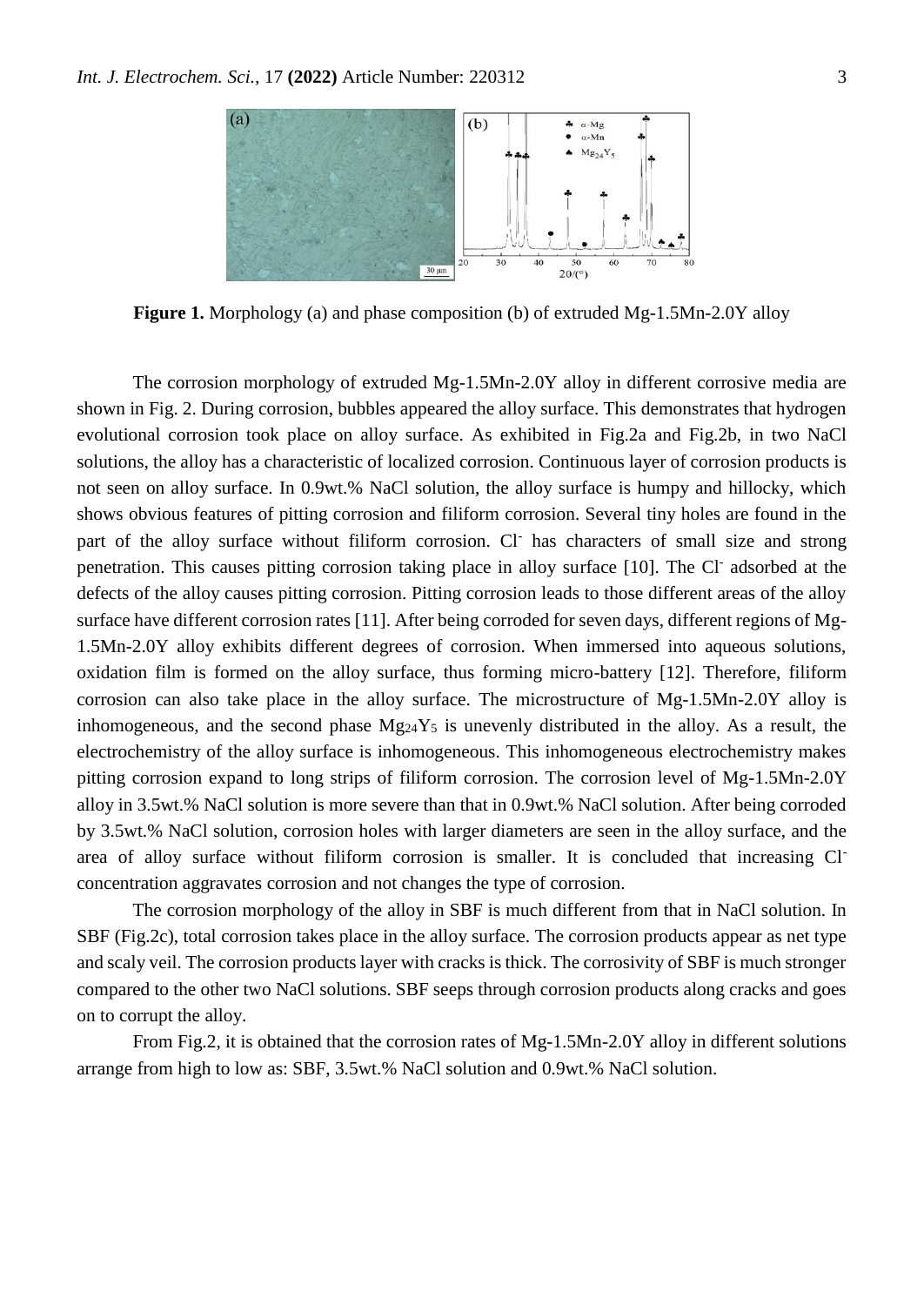**Figure 1.** Morphology (a) and phase composition (b) of extruded Mg-1.5Mn-2.0Y alloy

The corrosion morphology of extruded Mg-1.5Mn-2.0Y alloy in different corrosive media are shown in Fig. 2. During corrosion, bubbles appeared the alloy surface. This demonstrates that hydrogen evolutional corrosion took place on alloy surface. As exhibited in Fig.2a and Fig.2b, in two NaCl solutions, the alloy has a characteristic of localized corrosion. Continuous layer of corrosion products is not seen on alloy surface. In 0.9wt.% NaCl solution, the alloy surface is humpy and hillocky, which shows obvious features of pitting corrosion and filiform corrosion. Several tiny holes are found in the part of the alloy surface without filiform corrosion. $Cl^-$ has characters of small size and strong penetration. This causes pitting corrosion taking place in alloy surface [10]. The $Cl^-$ adsorbed at the defects of the alloy causes pitting corrosion. Pitting corrosion leads to those different areas of the alloy surface have different corrosion rates [11]. After being corroded for seven days, different regions of Mg-1.5Mn-2.0Y alloy exhibits different degrees of corrosion. When immersed into aqueous solutions, oxidation film is formed on the alloy surface, thus forming micro-battery [12]. Therefore, filiform corrosion can also take place in the alloy surface. The microstructure of Mg-1.5Mn-2.0Y alloy is inhomogeneous, and the second phase $Mg_{24}Y_5$ is unevenly distributed in the alloy. As a result, the electrochemistry of the alloy surface is inhomogeneous. This inhomogeneous electrochemistry makes pitting corrosion expand to long strips of filiform corrosion. The corrosion level of Mg-1.5Mn-2.0Y alloy in 3.5wt.% NaCl solution is more severe than that in 0.9wt.% NaCl solution. After being corroded by 3.5wt.% NaCl solution, corrosion holes with larger diameters are seen in the alloy surface, and the area of alloy surface without filiform corrosion is smaller. It is concluded that increasing $Cl^-$ concentration aggravates corrosion and not changes the type of corrosion.

The corrosion morphology of the alloy in SBF is much different from that in NaCl solution. In SBF (Fig.2c), total corrosion takes place in the alloy surface. The corrosion products appear as net type and scaly veil. The corrosion products layer with cracks is thick. The corrosivity of SBF is much stronger compared to the other two NaCl solutions. SBF seeps through corrosion products along cracks and goes on to corrupt the alloy.

From Fig.2, it is obtained that the corrosion rates of Mg-1.5Mn-2.0Y alloy in different solutions arrange from high to low as: SBF, 3.5wt.% NaCl solution and 0.9wt.% NaCl solution.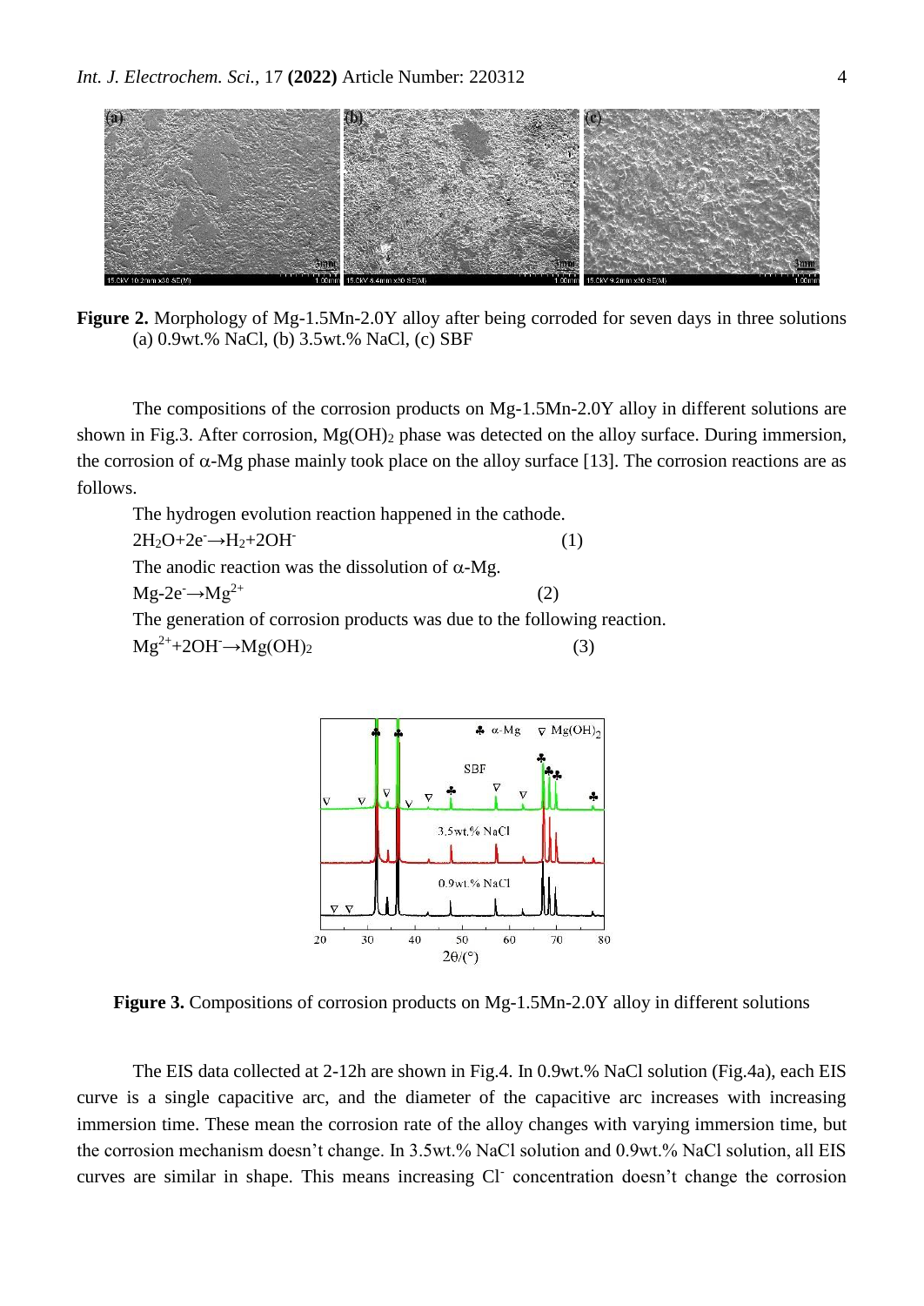**Figure 2.** Morphology of Mg-1.5Mn-2.0Y alloy after being corroded for seven days in three solutions (a) 0.9wt.% NaCl, (b) 3.5wt.% NaCl, (c) SBF

The compositions of the corrosion products on Mg-1.5Mn-2.0Y alloy in different solutions are shown in Fig.3. After corrosion, $Mg(OH)_2$ phase was detected on the alloy surface. During immersion, the corrosion of $\alpha$-Mg phase mainly took place on the alloy surface [13]. The corrosion reactions are as follows.

The hydrogen evolution reaction happened in the cathode.

$$2H_2O+2e^- \rightarrow H_2+2OH^- \quad (1)$$

The anodic reaction was the dissolution of $\alpha$-Mg.

$$Mg-2e^- \rightarrow Mg^{2+} \quad (2)$$

The generation of corrosion products was due to the following reaction.

$$Mg^{2+}+2OH^- \rightarrow Mg(OH)_2 \quad (3)$$

**Figure 3.** Compositions of corrosion products on Mg-1.5Mn-2.0Y alloy in different solutions

The EIS data collected at 2-12h are shown in Fig.4. In 0.9wt.% NaCl solution (Fig.4a), each EIS curve is a single capacitive arc, and the diameter of the capacitive arc increases with increasing immersion time. These mean the corrosion rate of the alloy changes with varying immersion time, but the corrosion mechanism doesn't change. In 3.5wt.% NaCl solution and 0.9wt.% NaCl solution, all EIS curves are similar in shape. This means increasing $Cl^-$ concentration doesn't change the corrosion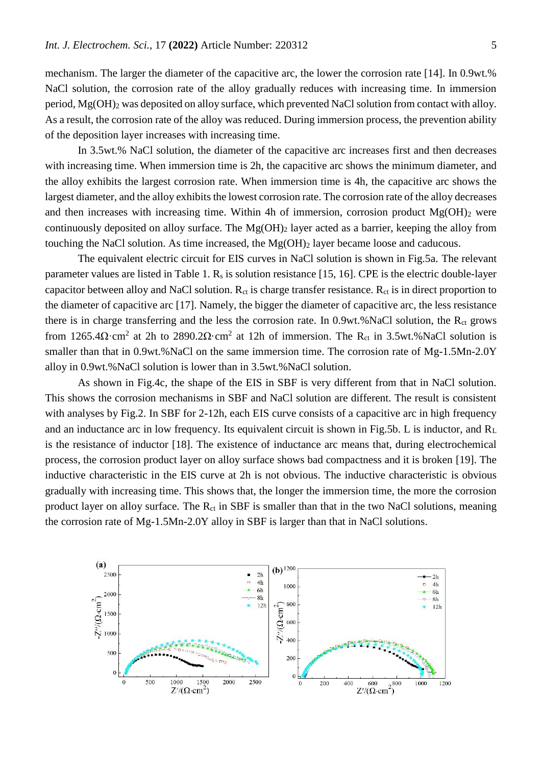mechanism. The larger the diameter of the capacitive arc, the lower the corrosion rate [14]. In 0.9wt.% NaCl solution, the corrosion rate of the alloy gradually reduces with increasing time. In immersion period, $Mg(OH)_2$ was deposited on alloy surface, which prevented NaCl solution from contact with alloy. As a result, the corrosion rate of the alloy was reduced. During immersion process, the prevention ability of the deposition layer increases with increasing time.

In 3.5wt.% NaCl solution, the diameter of the capacitive arc increases first and then decreases with increasing time. When immersion time is 2h, the capacitive arc shows the minimum diameter, and the alloy exhibits the largest corrosion rate. When immersion time is 4h, the capacitive arc shows the largest diameter, and the alloy exhibits the lowest corrosion rate. The corrosion rate of the alloy decreases and then increases with increasing time. Within 4h of immersion, corrosion product $Mg(OH)_2$ were continuously deposited on alloy surface. The $Mg(OH)_2$ layer acted as a barrier, keeping the alloy from touching the NaCl solution. As time increased, the $Mg(OH)_2$ layer became loose and caducous.

The equivalent electric circuit for EIS curves in NaCl solution is shown in Fig.5a. The relevant parameter values are listed in Table 1. $R_s$ is solution resistance [15, 16]. CPE is the electric double-layer capacitor between alloy and NaCl solution. $R_{ct}$ is charge transfer resistance. $R_{ct}$ is in direct proportion to the diameter of capacitive arc [17]. Namely, the bigger the diameter of capacitive arc, the less resistance there is in charge transferring and the less the corrosion rate. In 0.9wt.%NaCl solution, the $R_{ct}$ grows from $1265.4\Omega\cdot cm^2$ at 2h to $2890.2\Omega\cdot cm^2$ at 12h of immersion. The $R_{ct}$ in 3.5wt.%NaCl solution is smaller than that in 0.9wt.%NaCl on the same immersion time. The corrosion rate of Mg-1.5Mn-2.0Y alloy in 0.9wt.%NaCl solution is lower than in 3.5wt.%NaCl solution.

As shown in Fig.4c, the shape of the EIS in SBF is very different from that in NaCl solution. This shows the corrosion mechanisms in SBF and NaCl solution are different. The result is consistent with analyses by Fig.2. In SBF for 2-12h, each EIS curve consists of a capacitive arc in high frequency and an inductance arc in low frequency. Its equivalent circuit is shown in Fig.5b. L is inductor, and $R_L$ is the resistance of inductor [18]. The existence of inductance arc means that, during electrochemical process, the corrosion product layer on alloy surface shows bad compactness and it is broken [19]. The inductive characteristic in the EIS curve at 2h is not obvious. The inductive characteristic is obvious gradually with increasing time. This shows that, the longer the immersion time, the more the corrosion product layer on alloy surface. The $R_{ct}$ in SBF is smaller than that in the two NaCl solutions, meaning the corrosion rate of Mg-1.5Mn-2.0Y alloy in SBF is larger than that in NaCl solutions.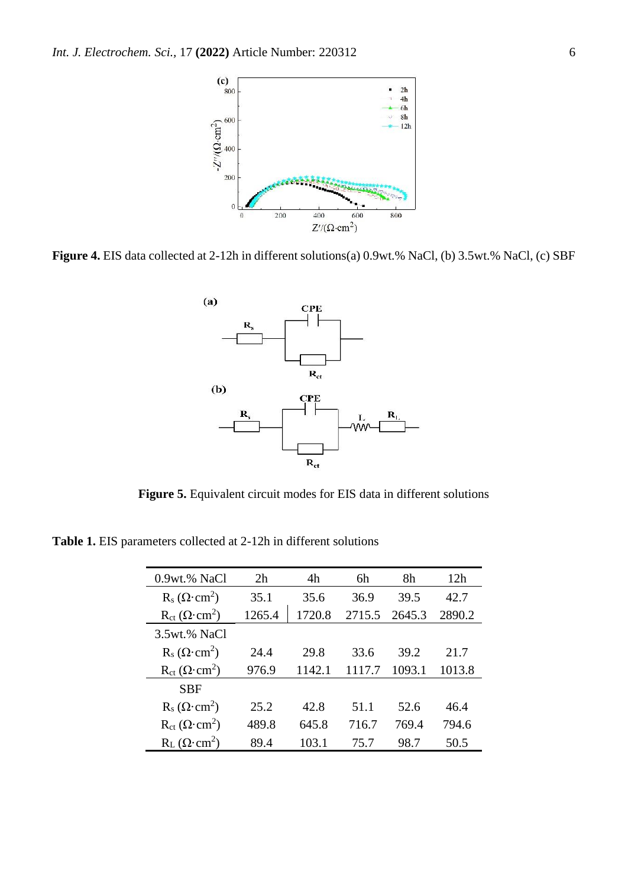**Figure 4.** EIS data collected at 2-12h in different solutions(a) 0.9wt.% NaCl, (b) 3.5wt.% NaCl, (c) SBF

**Figure 5.** Equivalent circuit modes for EIS data in different solutions

**Table 1.** EIS parameters collected at 2-12h in different solutions

| 0.9wt.% NaCl | 2h | 4h | 6h | 8h | 12h |
|---|---|---|---|---|---|
| $R_s$ ($\Omega\cdot cm^2$) | 35.1 | 35.6 | 36.9 | 39.5 | 42.7 |
| $R_{ct}$ ($\Omega\cdot cm^2$) | 1265.4 | 1720.8 | 2715.5 | 2645.3 | 2890.2 |
| 3.5wt.% NaCl | | | | | |
| $R_s$ ($\Omega\cdot cm^2$) | 24.4 | 29.8 | 33.6 | 39.2 | 21.7 |
| $R_{ct}$ ($\Omega\cdot cm^2$) | 976.9 | 1142.1 | 1117.7 | 1093.1 | 1013.8 |
| SBF | | | | | |
| $R_s$ ($\Omega\cdot cm^2$) | 25.2 | 42.8 | 51.1 | 52.6 | 46.4 |
| $R_{ct}$ ($\Omega\cdot cm^2$) | 489.8 | 645.8 | 716.7 | 769.4 | 794.6 |
| $R_L$ ($\Omega\cdot cm^2$) | 89.4 | 103.1 | 75.7 | 98.7 | 50.5 |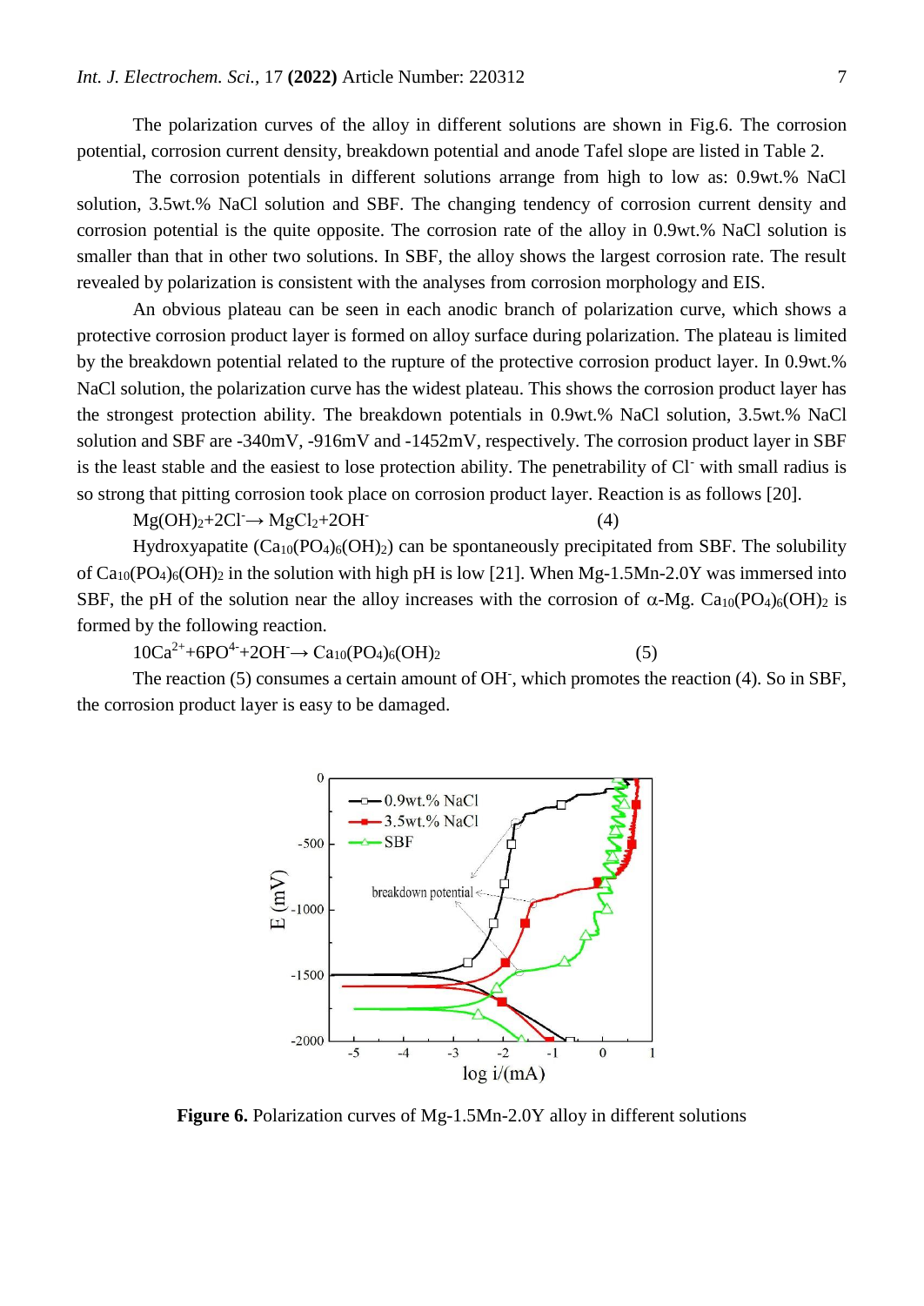The polarization curves of the alloy in different solutions are shown in Fig.6. The corrosion potential, corrosion current density, breakdown potential and anode Tafel slope are listed in Table 2.

The corrosion potentials in different solutions arrange from high to low as: 0.9wt.% NaCl solution, 3.5wt.% NaCl solution and SBF. The changing tendency of corrosion current density and corrosion potential is the quite opposite. The corrosion rate of the alloy in 0.9wt.% NaCl solution is smaller than that in other two solutions. In SBF, the alloy shows the largest corrosion rate. The result revealed by polarization is consistent with the analyses from corrosion morphology and EIS.

An obvious plateau can be seen in each anodic branch of polarization curve, which shows a protective corrosion product layer is formed on alloy surface during polarization. The plateau is limited by the breakdown potential related to the rupture of the protective corrosion product layer. In 0.9wt.% NaCl solution, the polarization curve has the widest plateau. This shows the corrosion product layer has the strongest protection ability. The breakdown potentials in 0.9wt.% NaCl solution, 3.5wt.% NaCl solution and SBF are -340mV, -916mV and -1452mV, respectively. The corrosion product layer in SBF is the least stable and the easiest to lose protection ability. The penetrability of $Cl^-$ with small radius is so strong that pitting corrosion took place on corrosion product layer. Reaction is as follows [20].

$$Mg(OH)_2+2Cl^- \rightarrow MgCl_2+2OH^- \quad (4)$$

Hydroxyapatite ($Ca_{10}(PO_4)_6(OH)_2$) can be spontaneously precipitated from SBF. The solubility of $Ca_{10}(PO_4)_6(OH)_2$ in the solution with high pH is low [21]. When Mg-1.5Mn-2.0Y was immersed into SBF, the pH of the solution near the alloy increases with the corrosion of α-Mg. $Ca_{10}(PO_4)_6(OH)_2$ is formed by the following reaction.

$$10Ca^{2+}+6PO^{4-}+2OH^- \rightarrow Ca_{10}(PO_4)_6(OH)_2 \quad (5)$$

The reaction (5) consumes a certain amount of $OH^-$, which promotes the reaction (4). So in SBF, the corrosion product layer is easy to be damaged.

**Figure 6.** Polarization curves of Mg-1.5Mn-2.0Y alloy in different solutions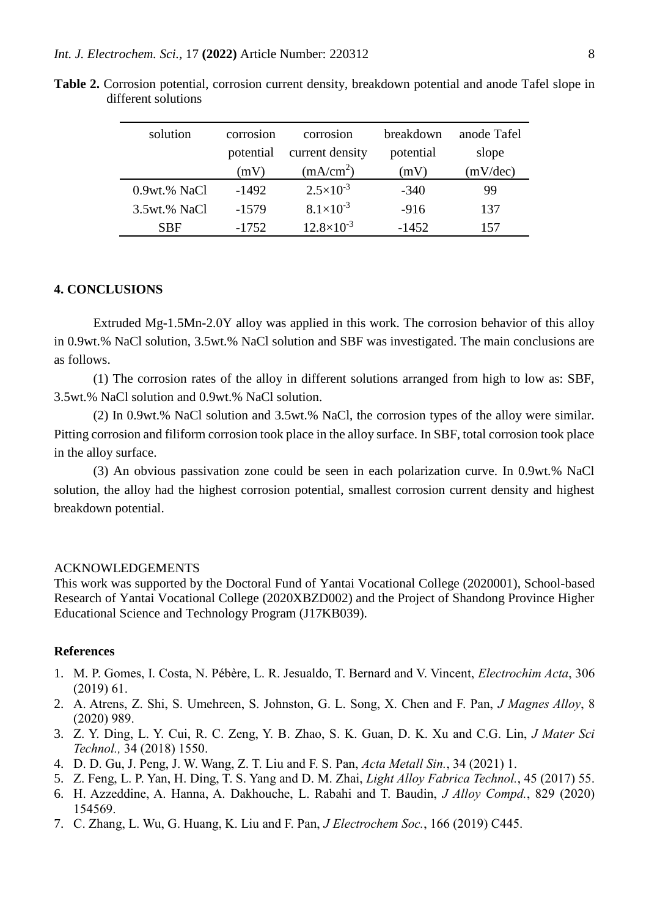**Table 2.** Corrosion potential, corrosion current density, breakdown potential and anode Tafel slope in different solutions

| solution | corrosion potential (mV) | corrosion current density ($mA/cm^2$) | breakdown potential (mV) | anode Tafel slope (mV/dec) |
|---|---|---|---|---|
| 0.9wt.% NaCl | -1492 | $2.5\times10^{-3}$ | -340 | 99 |
| 3.5wt.% NaCl | -1579 | $8.1\times10^{-3}$ | -916 | 137 |
| SBF | -1752 | $12.8\times10^{-3}$ | -1452 | 157 |

## 4. CONCLUSIONS

Extruded Mg-1.5Mn-2.0Y alloy was applied in this work. The corrosion behavior of this alloy in 0.9wt.% NaCl solution, 3.5wt.% NaCl solution and SBF was investigated. The main conclusions are as follows.

(1) The corrosion rates of the alloy in different solutions arranged from high to low as: SBF, 3.5wt.% NaCl solution and 0.9wt.% NaCl solution.

(2) In 0.9wt.% NaCl solution and 3.5wt.% NaCl, the corrosion types of the alloy were similar. Pitting corrosion and filiform corrosion took place in the alloy surface. In SBF, total corrosion took place in the alloy surface.

(3) An obvious passivation zone could be seen in each polarization curve. In 0.9wt.% NaCl solution, the alloy had the highest corrosion potential, smallest corrosion current density and highest breakdown potential.

ACKNOWLEDGEMENTS

This work was supported by the Doctoral Fund of Yantai Vocational College (2020001), School-based Research of Yantai Vocational College (2020XBZD002) and the Project of Shandong Province Higher Educational Science and Technology Program (J17KB039).

## References

1. M. P. Gomes, I. Costa, N. Pébère, L. R. Jesualdo, T. Bernard and V. Vincent, *Electrochim Acta*, 306 (2019) 61.
2. A. Atrens, Z. Shi, S. Umehreen, S. Johnston, G. L. Song, X. Chen and F. Pan, *J Magnes Alloy*, 8 (2020) 989.
3. Z. Y. Ding, L. Y. Cui, R. C. Zeng, Y. B. Zhao, S. K. Guan, D. K. Xu and C.G. Lin, *J Mater Sci Technol.,* 34 (2018) 1550.
4. D. D. Gu, J. Peng, J. W. Wang, Z. T. Liu and F. S. Pan, *Acta Metall Sin.*, 34 (2021) 1.
5. Z. Feng, L. P. Yan, H. Ding, T. S. Yang and D. M. Zhai, *Light Alloy Fabrica Technol.*, 45 (2017) 55.
6. H. Azzeddine, A. Hanna, A. Dakhouche, L. Rabahi and T. Baudin, *J Alloy Compd.*, 829 (2020) 154569.
7. C. Zhang, L. Wu, G. Huang, K. Liu and F. Pan, *J Electrochem Soc.*, 166 (2019) C445.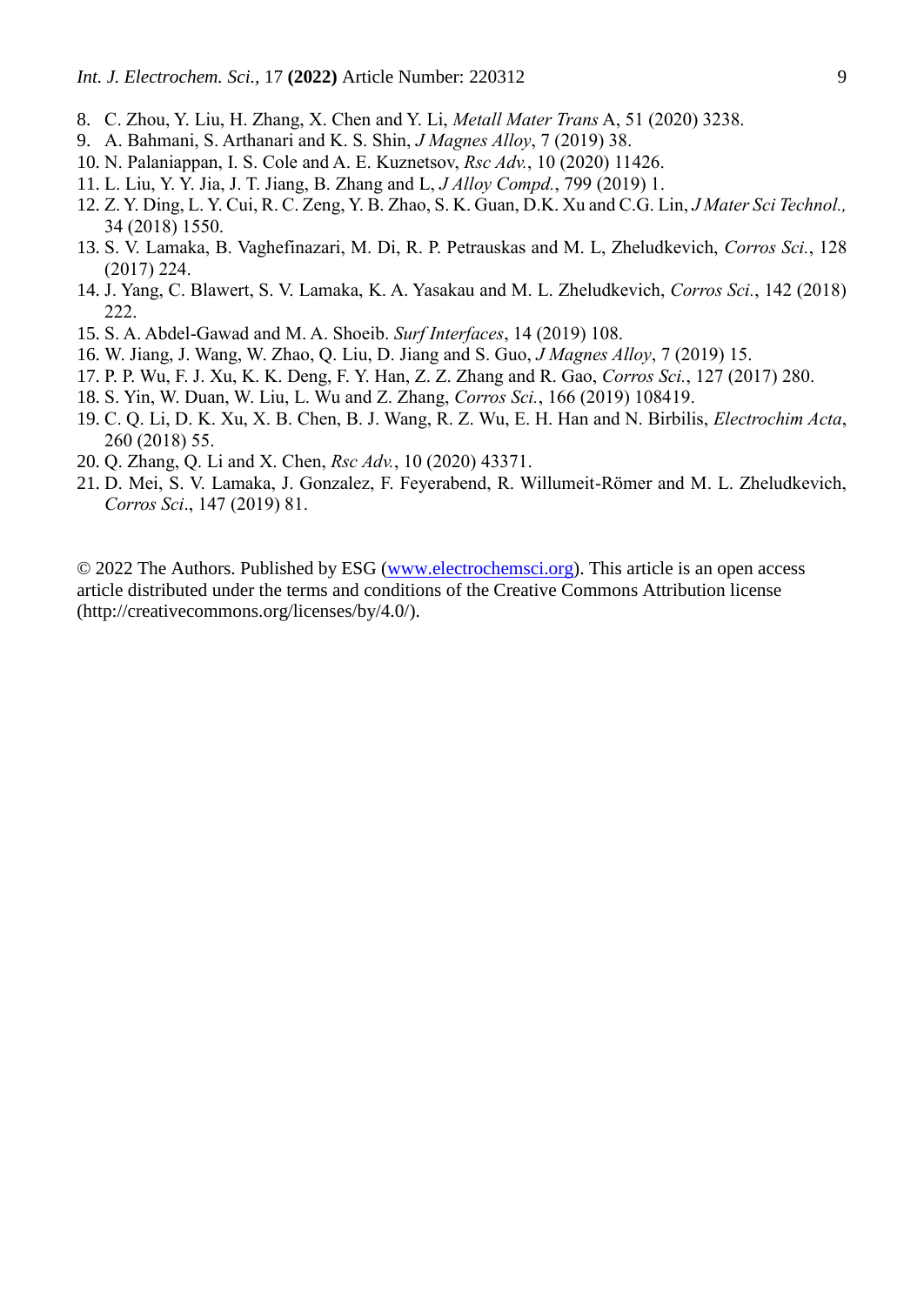8. C. Zhou, Y. Liu, H. Zhang, X. Chen and Y. Li, *Metall Mater Trans* A, 51 (2020) 3238.
9. A. Bahmani, S. Arthanari and K. S. Shin, *J Magnes Alloy*, 7 (2019) 38.
10. N. Palaniappan, I. S. Cole and A. E. Kuznetsov, *Rsc Adv.*, 10 (2020) 11426.
11. L. Liu, Y. Y. Jia, J. T. Jiang, B. Zhang and L, *J Alloy Compd.*, 799 (2019) 1.
12. Z. Y. Ding, L. Y. Cui, R. C. Zeng, Y. B. Zhao, S. K. Guan, D.K. Xu and C.G. Lin, *J Mater Sci Technol.,* 34 (2018) 1550.
13. S. V. Lamaka, B. Vaghefinazari, M. Di, R. P. Petrauskas and M. L, Zheludkevich, *Corros Sci.*, 128 (2017) 224.
14. J. Yang, C. Blawert, S. V. Lamaka, K. A. Yasakau and M. L. Zheludkevich, *Corros Sci.*, 142 (2018) 222.
15. S. A. Abdel-Gawad and M. A. Shoeib. *Surf Interfaces*, 14 (2019) 108.
16. W. Jiang, J. Wang, W. Zhao, Q. Liu, D. Jiang and S. Guo, *J Magnes Alloy*, 7 (2019) 15.
17. P. P. Wu, F. J. Xu, K. K. Deng, F. Y. Han, Z. Z. Zhang and R. Gao, *Corros Sci.*, 127 (2017) 280.
18. S. Yin, W. Duan, W. Liu, L. Wu and Z. Zhang, *Corros Sci.*, 166 (2019) 108419.
19. C. Q. Li, D. K. Xu, X. B. Chen, B. J. Wang, R. Z. Wu, E. H. Han and N. Birbilis, *Electrochim Acta*, 260 (2018) 55.
20. Q. Zhang, Q. Li and X. Chen, *Rsc Adv.*, 10 (2020) 43371.
21. D. Mei, S. V. Lamaka, J. Gonzalez, F. Feyerabend, R. Willumeit-Römer and M. L. Zheludkevich, *Corros Sci*., 147 (2019) 81.

© 2022 The Authors. Published by ESG (www.electrochemsci.org). This article is an open access article distributed under the terms and conditions of the Creative Commons Attribution license (http://creativecommons.org/licenses/by/4.0/).